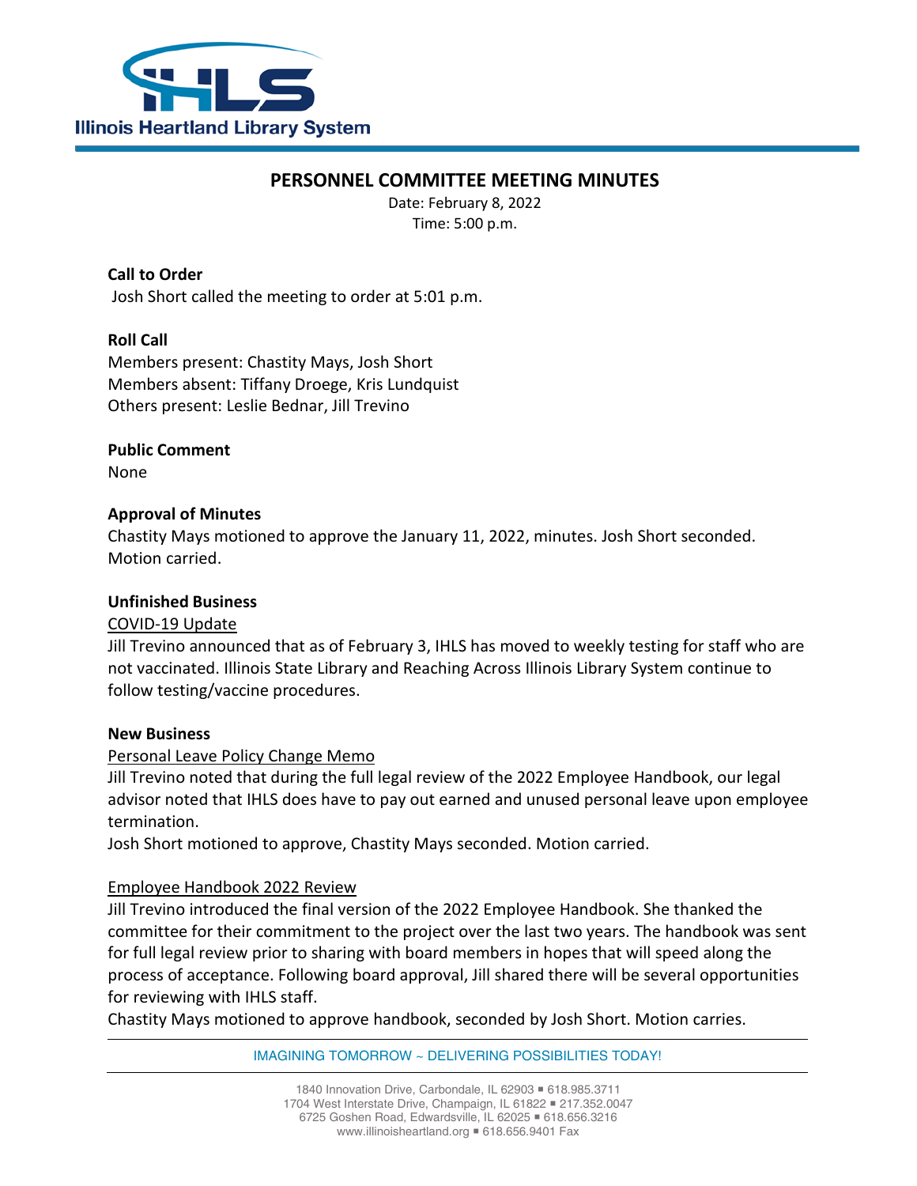Illinois Heartland Library System

# PERSONNEL COMMITTEE MEETING MINUTES

Date: February 8, 2022
Time: 5:00 p.m.

**Call to Order**
Josh Short called the meeting to order at 5:01 p.m.

**Roll Call**
Members present: Chastity Mays, Josh Short
Members absent: Tiffany Droege, Kris Lundquist
Others present: Leslie Bednar, Jill Trevino

**Public Comment**
None

**Approval of Minutes**
Chastity Mays motioned to approve the January 11, 2022, minutes. Josh Short seconded. Motion carried.

**Unfinished Business**

COVID-19 Update
Jill Trevino announced that as of February 3, IHLS has moved to weekly testing for staff who are not vaccinated. Illinois State Library and Reaching Across Illinois Library System continue to follow testing/vaccine procedures.

**New Business**

Personal Leave Policy Change Memo
Jill Trevino noted that during the full legal review of the 2022 Employee Handbook, our legal advisor noted that IHLS does have to pay out earned and unused personal leave upon employee termination.
Josh Short motioned to approve, Chastity Mays seconded. Motion carried.

Employee Handbook 2022 Review
Jill Trevino introduced the final version of the 2022 Employee Handbook. She thanked the committee for their commitment to the project over the last two years. The handbook was sent for full legal review prior to sharing with board members in hopes that will speed along the process of acceptance. Following board approval, Jill shared there will be several opportunities for reviewing with IHLS staff.
Chastity Mays motioned to approve handbook, seconded by Josh Short. Motion carries.

IMAGINING TOMORROW ~ DELIVERING POSSIBILITIES TODAY!

1840 Innovation Drive, Carbondale, IL 62903 ▪ 618.985.3711
1704 West Interstate Drive, Champaign, IL 61822 ▪ 217.352.0047
6725 Goshen Road, Edwardsville, IL 62025 ▪ 618.656.3216
www.illinoisheartland.org ▪ 618.656.9401 Fax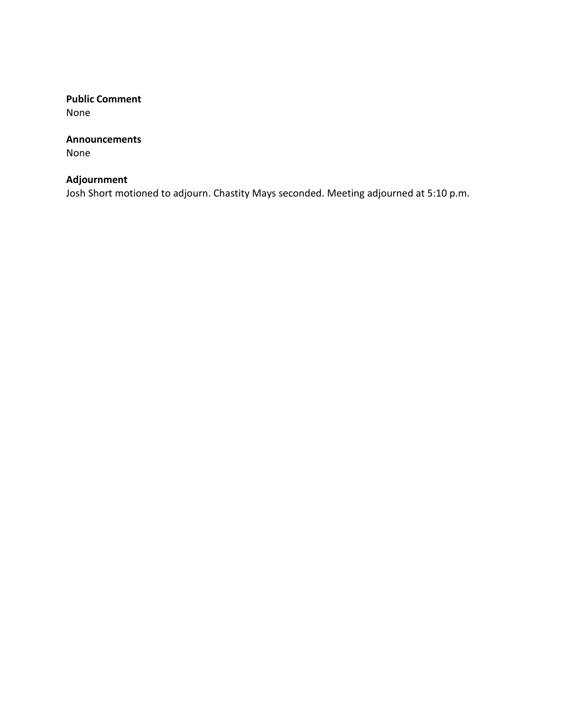**Public Comment**
None

**Announcements**
None

**Adjournment**
Josh Short motioned to adjourn. Chastity Mays seconded. Meeting adjourned at 5:10 p.m.